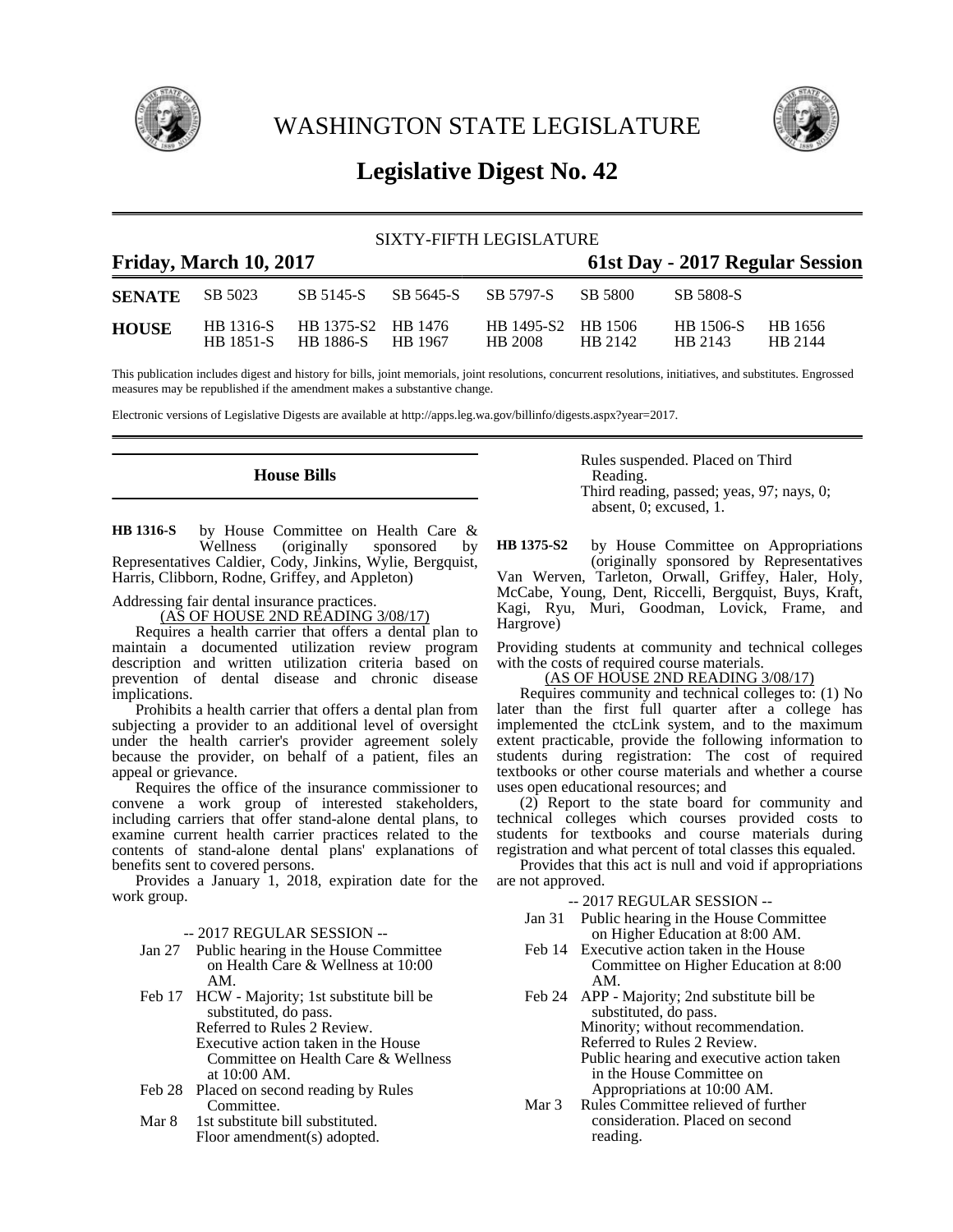# WASHINGTON STATE LEGISLATURE

## Legislative Digest No. 42

SIXTY-FIFTH LEGISLATURE

**Friday, March 10, 2017** | **61st Day - 2017 Regular Session**

| | | | | | | | |
|---|---|---|---|---|---|---|---|
| **SENATE** | SB 5023 | SB 5145-S | SB 5645-S | SB 5797-S | SB 5800 | SB 5808-S | |
| **HOUSE** | HB 1316-S | HB 1375-S2 | HB 1476 | HB 1495-S2 | HB 1506 | HB 1506-S | HB 1656 |
| | HB 1851-S | HB 1886-S | HB 1967 | HB 2008 | HB 2142 | HB 2143 | HB 2144 |

This publication includes digest and history for bills, joint memorials, joint resolutions, concurrent resolutions, initiatives, and substitutes. Engrossed measures may be republished if the amendment makes a substantive change.

Electronic versions of Legislative Digests are available at http://apps.leg.wa.gov/billinfo/digests.aspx?year=2017.

## House Bills

**HB 1316-S** by House Committee on Health Care & Wellness (originally sponsored by Representatives Caldier, Cody, Jinkins, Wylie, Bergquist, Harris, Clibborn, Rodne, Griffey, and Appleton)

Addressing fair dental insurance practices.

(AS OF HOUSE 2ND READING 3/08/17)

Requires a health carrier that offers a dental plan to maintain a documented utilization review program description and written utilization criteria based on prevention of dental disease and chronic disease implications.

Prohibits a health carrier that offers a dental plan from subjecting a provider to an additional level of oversight under the health carrier's provider agreement solely because the provider, on behalf of a patient, files an appeal or grievance.

Requires the office of the insurance commissioner to convene a work group of interested stakeholders, including carriers that offer stand-alone dental plans, to examine current health carrier practices related to the contents of stand-alone dental plans' explanations of benefits sent to covered persons.

Provides a January 1, 2018, expiration date for the work group.

-- 2017 REGULAR SESSION --

Jan 27 Public hearing in the House Committee on Health Care & Wellness at 10:00 AM.

Feb 17 HCW - Majority; 1st substitute bill be substituted, do pass.
Referred to Rules 2 Review.
Executive action taken in the House Committee on Health Care & Wellness at 10:00 AM.

Feb 28 Placed on second reading by Rules Committee.

Mar 8 1st substitute bill substituted.
Floor amendment(s) adopted.
Rules suspended. Placed on Third Reading.
Third reading, passed; yeas, 97; nays, 0; absent, 0; excused, 1.

**HB 1375-S2** by House Committee on Appropriations (originally sponsored by Representatives Van Werven, Tarleton, Orwall, Griffey, Haler, Holy, McCabe, Young, Dent, Riccelli, Bergquist, Buys, Kraft, Kagi, Ryu, Muri, Goodman, Lovick, Frame, and Hargrove)

Providing students at community and technical colleges with the costs of required course materials.

(AS OF HOUSE 2ND READING 3/08/17)

Requires community and technical colleges to: (1) No later than the first full quarter after a college has implemented the ctcLink system, and to the maximum extent practicable, provide the following information to students during registration: The cost of required textbooks or other course materials and whether a course uses open educational resources; and

(2) Report to the state board for community and technical colleges which courses provided costs to students for textbooks and course materials during registration and what percent of total classes this equaled.

Provides that this act is null and void if appropriations are not approved.

-- 2017 REGULAR SESSION --

Jan 31 Public hearing in the House Committee on Higher Education at 8:00 AM.

Feb 14 Executive action taken in the House Committee on Higher Education at 8:00 AM.

Feb 24 APP - Majority; 2nd substitute bill be substituted, do pass.
Minority; without recommendation.
Referred to Rules 2 Review.
Public hearing and executive action taken in the House Committee on Appropriations at 10:00 AM.

Mar 3 Rules Committee relieved of further consideration. Placed on second reading.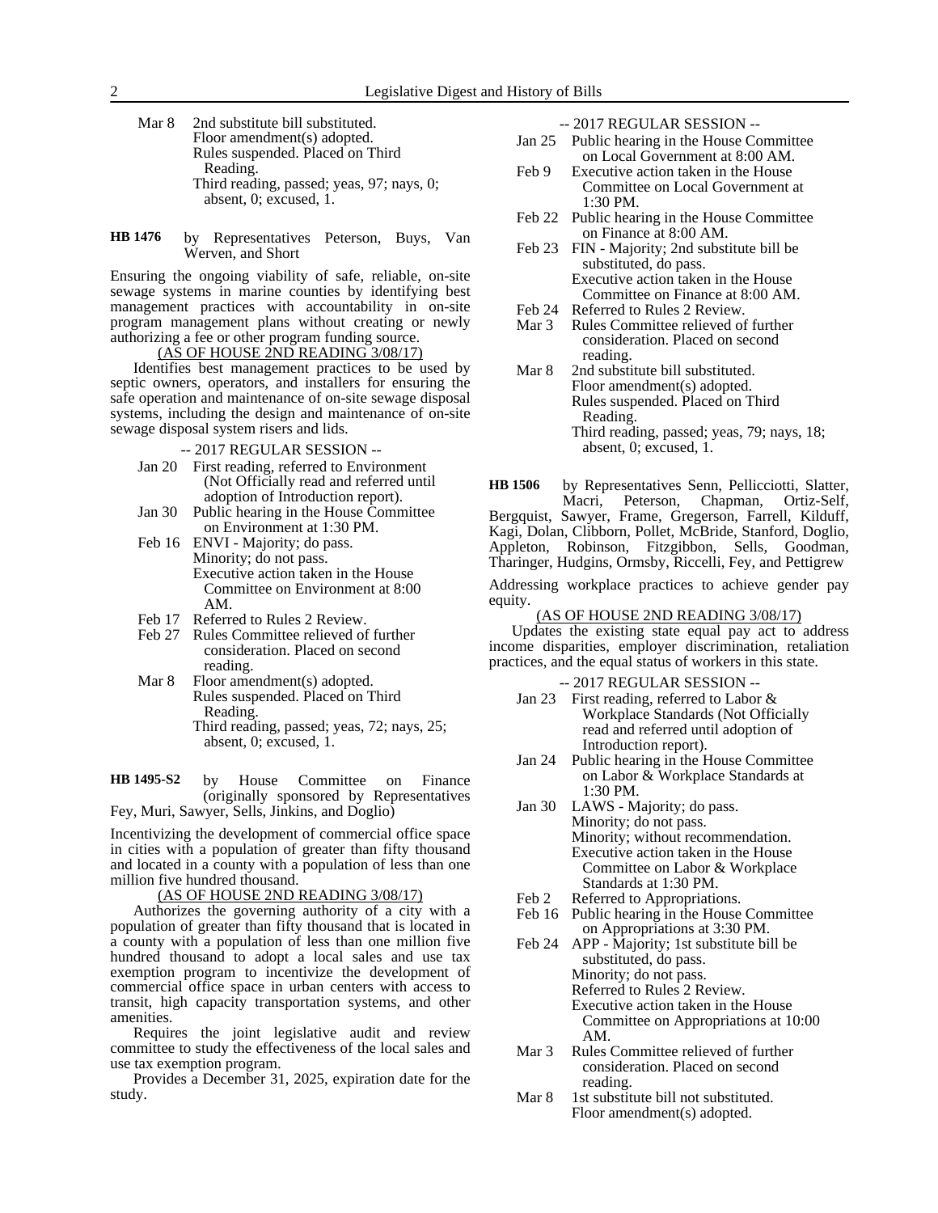Mar 8 2nd substitute bill substituted.
Floor amendment(s) adopted.
Rules suspended. Placed on Third Reading.
Third reading, passed; yeas, 97; nays, 0; absent, 0; excused, 1.

**HB 1476** by Representatives Peterson, Buys, Van Werven, and Short

Ensuring the ongoing viability of safe, reliable, on-site sewage systems in marine counties by identifying best management practices with accountability in on-site program management plans without creating or newly authorizing a fee or other program funding source.

(AS OF HOUSE 2ND READING 3/08/17)

Identifies best management practices to be used by septic owners, operators, and installers for ensuring the safe operation and maintenance of on-site sewage disposal systems, including the design and maintenance of on-site sewage disposal system risers and lids.

-- 2017 REGULAR SESSION --

Jan 20 First reading, referred to Environment (Not Officially read and referred until adoption of Introduction report).
Jan 30 Public hearing in the House Committee on Environment at 1:30 PM.
Feb 16 ENVI - Majority; do pass.
Minority; do not pass.
Executive action taken in the House Committee on Environment at 8:00 AM.
Feb 17 Referred to Rules 2 Review.
Feb 27 Rules Committee relieved of further consideration. Placed on second reading.
Mar 8 Floor amendment(s) adopted.
Rules suspended. Placed on Third Reading.
Third reading, passed; yeas, 72; nays, 25; absent, 0; excused, 1.

**HB 1495-S2** by House Committee on Finance (originally sponsored by Representatives Fey, Muri, Sawyer, Sells, Jinkins, and Doglio)

Incentivizing the development of commercial office space in cities with a population of greater than fifty thousand and located in a county with a population of less than one million five hundred thousand.

(AS OF HOUSE 2ND READING 3/08/17)

Authorizes the governing authority of a city with a population of greater than fifty thousand that is located in a county with a population of less than one million five hundred thousand to adopt a local sales and use tax exemption program to incentivize the development of commercial office space in urban centers with access to transit, high capacity transportation systems, and other amenities.

Requires the joint legislative audit and review committee to study the effectiveness of the local sales and use tax exemption program.

Provides a December 31, 2025, expiration date for the study.

-- 2017 REGULAR SESSION --

Jan 25 Public hearing in the House Committee on Local Government at 8:00 AM.
Feb 9 Executive action taken in the House Committee on Local Government at 1:30 PM.
Feb 22 Public hearing in the House Committee on Finance at 8:00 AM.
Feb 23 FIN - Majority; 2nd substitute bill be substituted, do pass.
Executive action taken in the House Committee on Finance at 8:00 AM.
Feb 24 Referred to Rules 2 Review.
Mar 3 Rules Committee relieved of further consideration. Placed on second reading.
Mar 8 2nd substitute bill substituted.
Floor amendment(s) adopted.
Rules suspended. Placed on Third Reading.
Third reading, passed; yeas, 79; nays, 18; absent, 0; excused, 1.

**HB 1506** by Representatives Senn, Pellicciotti, Slatter, Macri, Peterson, Chapman, Ortiz-Self, Bergquist, Sawyer, Frame, Gregerson, Farrell, Kilduff, Kagi, Dolan, Clibborn, Pollet, McBride, Stanford, Doglio, Appleton, Robinson, Fitzgibbon, Sells, Goodman, Tharinger, Hudgins, Ormsby, Riccelli, Fey, and Pettigrew

Addressing workplace practices to achieve gender pay equity.

(AS OF HOUSE 2ND READING 3/08/17)

Updates the existing state equal pay act to address income disparities, employer discrimination, retaliation practices, and the equal status of workers in this state.

-- 2017 REGULAR SESSION --

Jan 23 First reading, referred to Labor & Workplace Standards (Not Officially read and referred until adoption of Introduction report).
Jan 24 Public hearing in the House Committee on Labor & Workplace Standards at 1:30 PM.
Jan 30 LAWS - Majority; do pass.
Minority; do not pass.
Minority; without recommendation.
Executive action taken in the House Committee on Labor & Workplace Standards at 1:30 PM.
Feb 2 Referred to Appropriations.
Feb 16 Public hearing in the House Committee on Appropriations at 3:30 PM.
Feb 24 APP - Majority; 1st substitute bill be substituted, do pass.
Minority; do not pass.
Referred to Rules 2 Review.
Executive action taken in the House Committee on Appropriations at 10:00 AM.
Mar 3 Rules Committee relieved of further consideration. Placed on second reading.
Mar 8 1st substitute bill not substituted.
Floor amendment(s) adopted.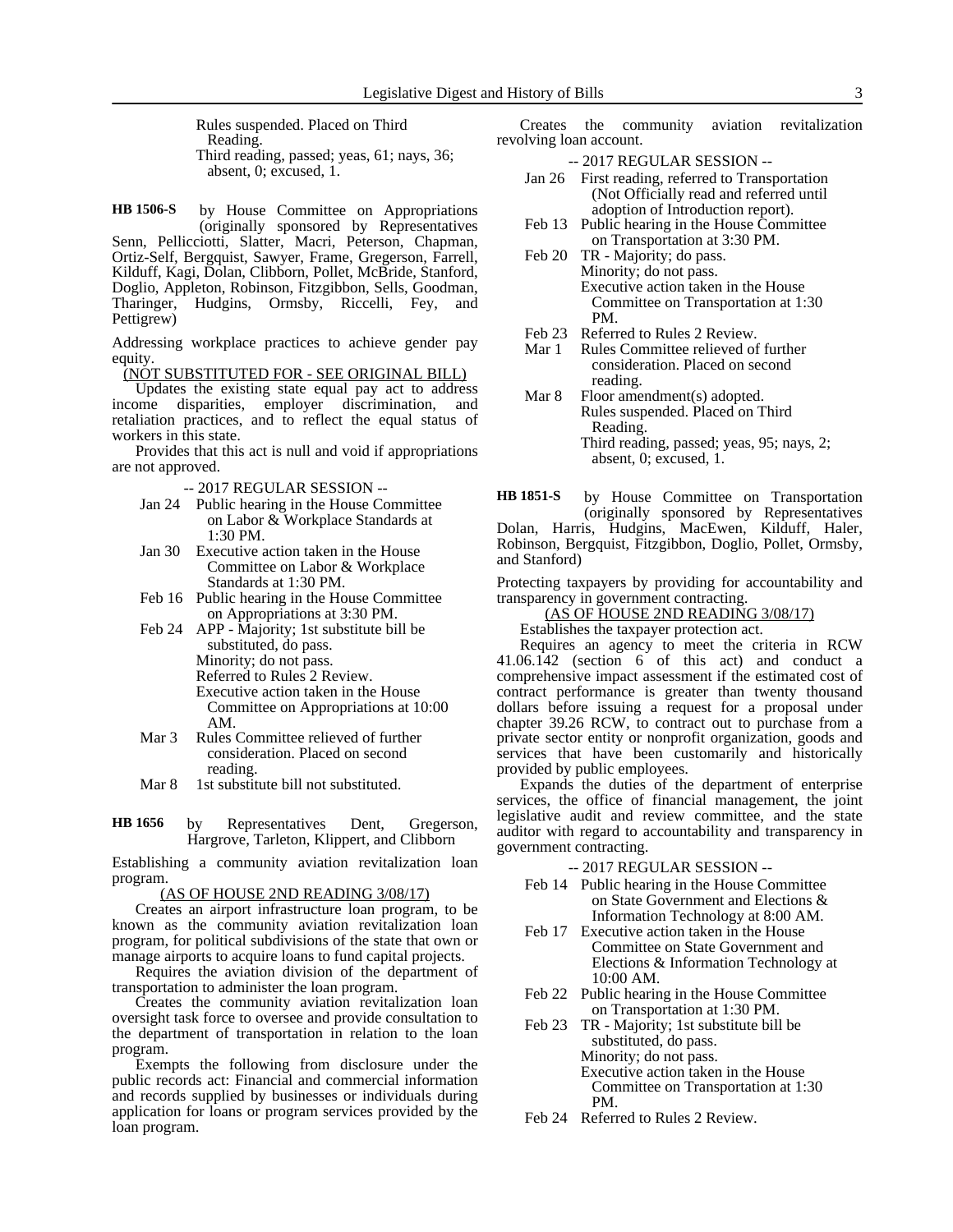Rules suspended. Placed on Third Reading.
Third reading, passed; yeas, 61; nays, 36; absent, 0; excused, 1.

**HB 1506-S** by House Committee on Appropriations (originally sponsored by Representatives Senn, Pellicciotti, Slatter, Macri, Peterson, Chapman, Ortiz-Self, Bergquist, Sawyer, Frame, Gregerson, Farrell, Kilduff, Kagi, Dolan, Clibborn, Pollet, McBride, Stanford, Doglio, Appleton, Robinson, Fitzgibbon, Sells, Goodman, Tharinger, Hudgins, Ormsby, Riccelli, Fey, and Pettigrew)

Addressing workplace practices to achieve gender pay equity.

(NOT SUBSTITUTED FOR - SEE ORIGINAL BILL)

Updates the existing state equal pay act to address income disparities, employer discrimination, and retaliation practices, and to reflect the equal status of workers in this state.

Provides that this act is null and void if appropriations are not approved.

-- 2017 REGULAR SESSION --

- Jan 24 Public hearing in the House Committee on Labor & Workplace Standards at 1:30 PM.
- Jan 30 Executive action taken in the House Committee on Labor & Workplace Standards at 1:30 PM.
- Feb 16 Public hearing in the House Committee on Appropriations at 3:30 PM.
- Feb 24 APP - Majority; 1st substitute bill be substituted, do pass.
  Minority; do not pass.
  Referred to Rules 2 Review.
  Executive action taken in the House Committee on Appropriations at 10:00 AM.
- Mar 3 Rules Committee relieved of further consideration. Placed on second reading.
- Mar 8 1st substitute bill not substituted.

**HB 1656** by Representatives Dent, Gregerson, Hargrove, Tarleton, Klippert, and Clibborn

Establishing a community aviation revitalization loan program.

(AS OF HOUSE 2ND READING 3/08/17)

Creates an airport infrastructure loan program, to be known as the community aviation revitalization loan program, for political subdivisions of the state that own or manage airports to acquire loans to fund capital projects.

Requires the aviation division of the department of transportation to administer the loan program.

Creates the community aviation revitalization loan oversight task force to oversee and provide consultation to the department of transportation in relation to the loan program.

Exempts the following from disclosure under the public records act: Financial and commercial information and records supplied by businesses or individuals during application for loans or program services provided by the loan program.

Creates the community aviation revitalization revolving loan account.

-- 2017 REGULAR SESSION --

- Jan 26 First reading, referred to Transportation (Not Officially read and referred until adoption of Introduction report).
- Feb 13 Public hearing in the House Committee on Transportation at 3:30 PM.
- Feb 20 TR - Majority; do pass.
  Minority; do not pass.
  Executive action taken in the House Committee on Transportation at 1:30 PM.
- Feb 23 Referred to Rules 2 Review.
- Mar 1 Rules Committee relieved of further consideration. Placed on second reading.
- Mar 8 Floor amendment(s) adopted.
  Rules suspended. Placed on Third Reading.
  Third reading, passed; yeas, 95; nays, 2; absent, 0; excused, 1.

**HB 1851-S** by House Committee on Transportation (originally sponsored by Representatives Dolan, Harris, Hudgins, MacEwen, Kilduff, Haler, Robinson, Bergquist, Fitzgibbon, Doglio, Pollet, Ormsby, and Stanford)

Protecting taxpayers by providing for accountability and transparency in government contracting.

(AS OF HOUSE 2ND READING 3/08/17)

Establishes the taxpayer protection act.

Requires an agency to meet the criteria in RCW 41.06.142 (section 6 of this act) and conduct a comprehensive impact assessment if the estimated cost of contract performance is greater than twenty thousand dollars before issuing a request for a proposal under chapter 39.26 RCW, to contract out to purchase from a private sector entity or nonprofit organization, goods and services that have been customarily and historically provided by public employees.

Expands the duties of the department of enterprise services, the office of financial management, the joint legislative audit and review committee, and the state auditor with regard to accountability and transparency in government contracting.

-- 2017 REGULAR SESSION --

- Feb 14 Public hearing in the House Committee on State Government and Elections & Information Technology at 8:00 AM.
- Feb 17 Executive action taken in the House Committee on State Government and Elections & Information Technology at 10:00 AM.
- Feb 22 Public hearing in the House Committee on Transportation at 1:30 PM.
- Feb 23 TR - Majority; 1st substitute bill be substituted, do pass.
  Minority; do not pass.
  Executive action taken in the House Committee on Transportation at 1:30 PM.
- Feb 24 Referred to Rules 2 Review.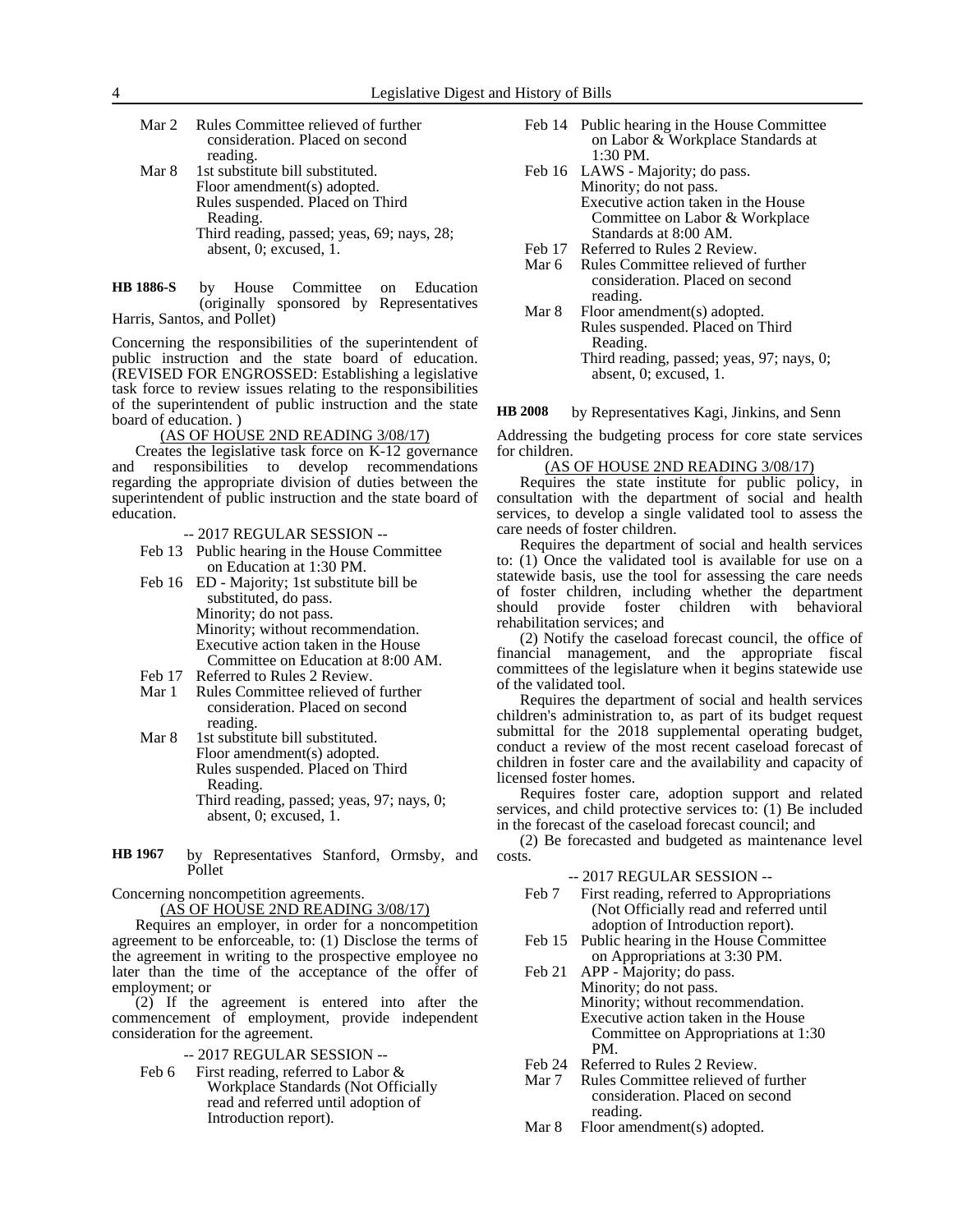Mar 2 Rules Committee relieved of further consideration. Placed on second reading.

Mar 8 1st substitute bill substituted.
Floor amendment(s) adopted.
Rules suspended. Placed on Third Reading.
Third reading, passed; yeas, 69; nays, 28; absent, 0; excused, 1.

**HB 1886-S** by House Committee on Education (originally sponsored by Representatives Harris, Santos, and Pollet)

Concerning the responsibilities of the superintendent of public instruction and the state board of education. (REVISED FOR ENGROSSED: Establishing a legislative task force to review issues relating to the responsibilities of the superintendent of public instruction and the state board of education. )

(AS OF HOUSE 2ND READING 3/08/17)

Creates the legislative task force on K-12 governance and responsibilities to develop recommendations regarding the appropriate division of duties between the superintendent of public instruction and the state board of education.

-- 2017 REGULAR SESSION --

Feb 13 Public hearing in the House Committee on Education at 1:30 PM.

Feb 16 ED - Majority; 1st substitute bill be substituted, do pass.
Minority; do not pass.
Minority; without recommendation.
Executive action taken in the House Committee on Education at 8:00 AM.

Feb 17 Referred to Rules 2 Review.

Mar 1 Rules Committee relieved of further consideration. Placed on second reading.

Mar 8 1st substitute bill substituted.
Floor amendment(s) adopted.
Rules suspended. Placed on Third Reading.
Third reading, passed; yeas, 97; nays, 0; absent, 0; excused, 1.

**HB 1967** by Representatives Stanford, Ormsby, and Pollet

Concerning noncompetition agreements.

(AS OF HOUSE 2ND READING 3/08/17)

Requires an employer, in order for a noncompetition agreement to be enforceable, to: (1) Disclose the terms of the agreement in writing to the prospective employee no later than the time of the acceptance of the offer of employment; or

(2) If the agreement is entered into after the commencement of employment, provide independent consideration for the agreement.

-- 2017 REGULAR SESSION --

Feb 6 First reading, referred to Labor & Workplace Standards (Not Officially read and referred until adoption of Introduction report).

Feb 14 Public hearing in the House Committee on Labor & Workplace Standards at 1:30 PM.

Feb 16 LAWS - Majority; do pass.
Minority; do not pass.
Executive action taken in the House Committee on Labor & Workplace Standards at 8:00 AM.

Feb 17 Referred to Rules 2 Review.

Mar 6 Rules Committee relieved of further consideration. Placed on second reading.

Mar 8 Floor amendment(s) adopted.
Rules suspended. Placed on Third Reading.
Third reading, passed; yeas, 97; nays, 0; absent, 0; excused, 1.

**HB 2008** by Representatives Kagi, Jinkins, and Senn

Addressing the budgeting process for core state services for children.

(AS OF HOUSE 2ND READING 3/08/17)

Requires the state institute for public policy, in consultation with the department of social and health services, to develop a single validated tool to assess the care needs of foster children.

Requires the department of social and health services to: (1) Once the validated tool is available for use on a statewide basis, use the tool for assessing the care needs of foster children, including whether the department should provide foster children with behavioral rehabilitation services; and

(2) Notify the caseload forecast council, the office of financial management, and the appropriate fiscal committees of the legislature when it begins statewide use of the validated tool.

Requires the department of social and health services children's administration to, as part of its budget request submittal for the 2018 supplemental operating budget, conduct a review of the most recent caseload forecast of children in foster care and the availability and capacity of licensed foster homes.

Requires foster care, adoption support and related services, and child protective services to: (1) Be included in the forecast of the caseload forecast council; and

(2) Be forecasted and budgeted as maintenance level costs.

-- 2017 REGULAR SESSION --

Feb 7 First reading, referred to Appropriations (Not Officially read and referred until adoption of Introduction report).

Feb 15 Public hearing in the House Committee on Appropriations at 3:30 PM.

Feb 21 APP - Majority; do pass.
Minority; do not pass.
Minority; without recommendation.
Executive action taken in the House Committee on Appropriations at 1:30 PM.

Feb 24 Referred to Rules 2 Review.

Mar 7 Rules Committee relieved of further consideration. Placed on second reading.

Mar 8 Floor amendment(s) adopted.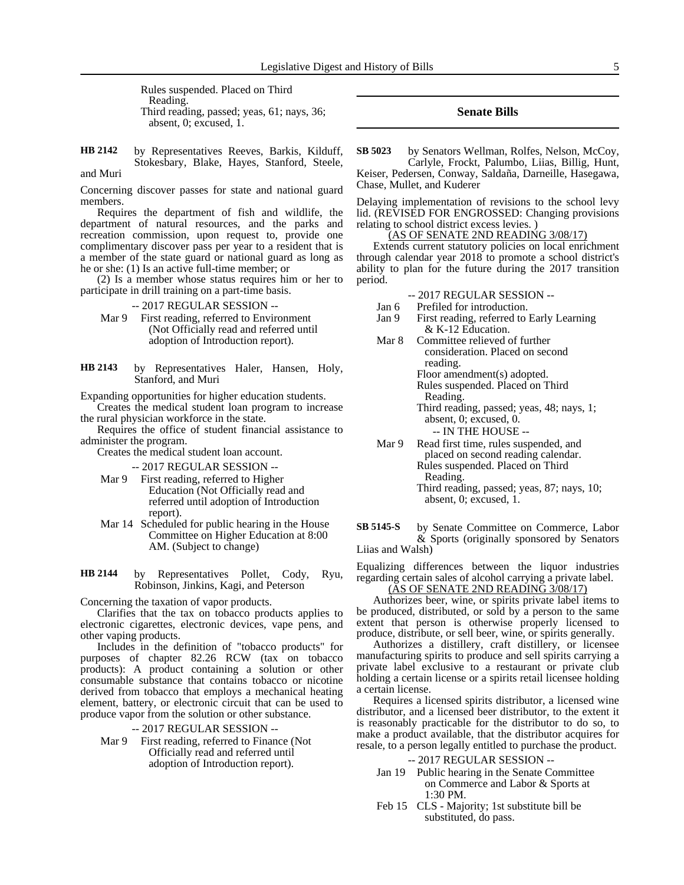Rules suspended. Placed on Third Reading.
Third reading, passed; yeas, 61; nays, 36; absent, 0; excused, 1.

**HB 2142** by Representatives Reeves, Barkis, Kilduff, Stokesbary, Blake, Hayes, Stanford, Steele, and Muri

Concerning discover passes for state and national guard members.

Requires the department of fish and wildlife, the department of natural resources, and the parks and recreation commission, upon request to, provide one complimentary discover pass per year to a resident that is a member of the state guard or national guard as long as he or she: (1) Is an active full-time member; or

(2) Is a member whose status requires him or her to participate in drill training on a part-time basis.

-- 2017 REGULAR SESSION --

Mar 9 First reading, referred to Environment (Not Officially read and referred until adoption of Introduction report).

**HB 2143** by Representatives Haler, Hansen, Holy, Stanford, and Muri

Expanding opportunities for higher education students.

Creates the medical student loan program to increase the rural physician workforce in the state.

Requires the office of student financial assistance to administer the program.

Creates the medical student loan account.

-- 2017 REGULAR SESSION --

Mar 9 First reading, referred to Higher Education (Not Officially read and referred until adoption of Introduction report).

Mar 14 Scheduled for public hearing in the House Committee on Higher Education at 8:00 AM. (Subject to change)

**HB 2144** by Representatives Pollet, Cody, Ryu, Robinson, Jinkins, Kagi, and Peterson

Concerning the taxation of vapor products.

Clarifies that the tax on tobacco products applies to electronic cigarettes, electronic devices, vape pens, and other vaping products.

Includes in the definition of "tobacco products" for purposes of chapter 82.26 RCW (tax on tobacco products): A product containing a solution or other consumable substance that contains tobacco or nicotine derived from tobacco that employs a mechanical heating element, battery, or electronic circuit that can be used to produce vapor from the solution or other substance.

-- 2017 REGULAR SESSION --

Mar 9 First reading, referred to Finance (Not Officially read and referred until adoption of Introduction report).

## Senate Bills

**SB 5023** by Senators Wellman, Rolfes, Nelson, McCoy, Carlyle, Frockt, Palumbo, Liias, Billig, Hunt, Keiser, Pedersen, Conway, Saldaña, Darneille, Hasegawa, Chase, Mullet, and Kuderer

Delaying implementation of revisions to the school levy lid. (REVISED FOR ENGROSSED: Changing provisions relating to school district excess levies. )

(AS OF SENATE 2ND READING 3/08/17)

Extends current statutory policies on local enrichment through calendar year 2018 to promote a school district's ability to plan for the future during the 2017 transition period.

-- 2017 REGULAR SESSION --

Jan 6 Prefiled for introduction.

Jan 9 First reading, referred to Early Learning & K-12 Education.

Mar 8 Committee relieved of further consideration. Placed on second reading.
Floor amendment(s) adopted.
Rules suspended. Placed on Third Reading.
Third reading, passed; yeas, 48; nays, 1; absent, 0; excused, 0.

-- IN THE HOUSE --

Mar 9 Read first time, rules suspended, and placed on second reading calendar.
Rules suspended. Placed on Third Reading.
Third reading, passed; yeas, 87; nays, 10; absent, 0; excused, 1.

**SB 5145-S** by Senate Committee on Commerce, Labor & Sports (originally sponsored by Senators Liias and Walsh)

Equalizing differences between the liquor industries regarding certain sales of alcohol carrying a private label.

(AS OF SENATE 2ND READING 3/08/17)

Authorizes beer, wine, or spirits private label items to be produced, distributed, or sold by a person to the same extent that person is otherwise properly licensed to produce, distribute, or sell beer, wine, or spirits generally.

Authorizes a distillery, craft distillery, or licensee manufacturing spirits to produce and sell spirits carrying a private label exclusive to a restaurant or private club holding a certain license or a spirits retail licensee holding a certain license.

Requires a licensed spirits distributor, a licensed wine distributor, and a licensed beer distributor, to the extent it is reasonably practicable for the distributor to do so, to make a product available, that the distributor acquires for resale, to a person legally entitled to purchase the product.

-- 2017 REGULAR SESSION --

Jan 19 Public hearing in the Senate Committee on Commerce and Labor & Sports at 1:30 PM.

Feb 15 CLS - Majority; 1st substitute bill be substituted, do pass.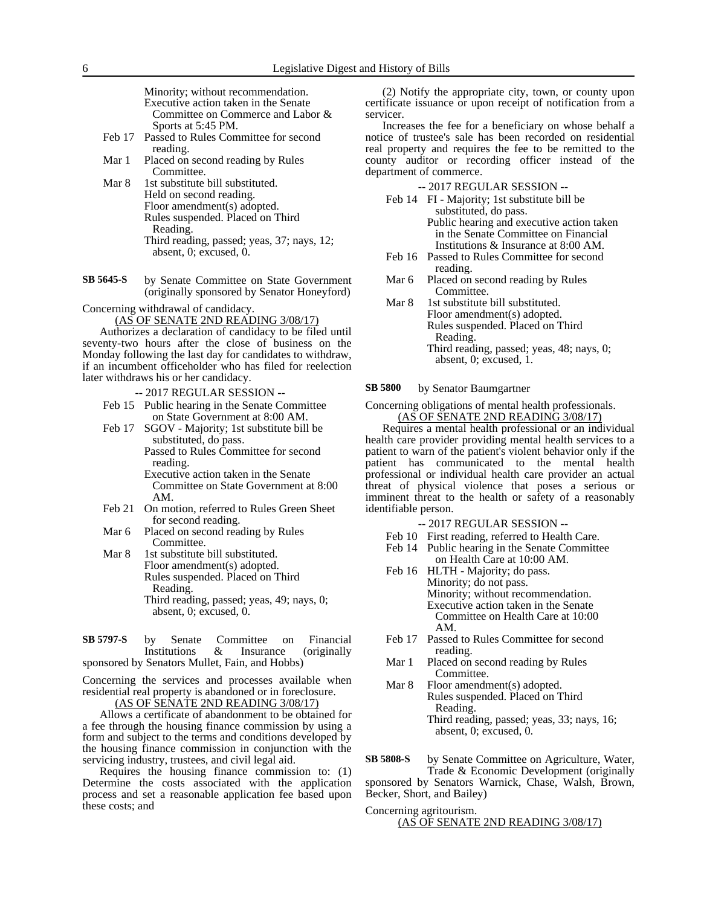Minority; without recommendation.
Executive action taken in the Senate Committee on Commerce and Labor & Sports at 5:45 PM.

- Feb 17 Passed to Rules Committee for second reading.
- Mar 1 Placed on second reading by Rules Committee.
- Mar 8 1st substitute bill substituted.
  Held on second reading.
  Floor amendment(s) adopted.
  Rules suspended. Placed on Third Reading.
  Third reading, passed; yeas, 37; nays, 12; absent, 0; excused, 0.

**SB 5645-S** by Senate Committee on State Government (originally sponsored by Senator Honeyford)

Concerning withdrawal of candidacy.

(AS OF SENATE 2ND READING 3/08/17)

Authorizes a declaration of candidacy to be filed until seventy-two hours after the close of business on the Monday following the last day for candidates to withdraw, if an incumbent officeholder who has filed for reelection later withdraws his or her candidacy.

-- 2017 REGULAR SESSION --

- Feb 15 Public hearing in the Senate Committee on State Government at 8:00 AM.
- Feb 17 SGOV - Majority; 1st substitute bill be substituted, do pass.
  Passed to Rules Committee for second reading.
  Executive action taken in the Senate Committee on State Government at 8:00 AM.
- Feb 21 On motion, referred to Rules Green Sheet for second reading.
- Mar 6 Placed on second reading by Rules Committee.
- Mar 8 1st substitute bill substituted.
  Floor amendment(s) adopted.
  Rules suspended. Placed on Third Reading.
  Third reading, passed; yeas, 49; nays, 0; absent, 0; excused, 0.

**SB 5797-S** by Senate Committee on Financial Institutions & Insurance (originally sponsored by Senators Mullet, Fain, and Hobbs)

Concerning the services and processes available when residential real property is abandoned or in foreclosure.

(AS OF SENATE 2ND READING 3/08/17)

Allows a certificate of abandonment to be obtained for a fee through the housing finance commission by using a form and subject to the terms and conditions developed by the housing finance commission in conjunction with the servicing industry, trustees, and civil legal aid.

Requires the housing finance commission to: (1) Determine the costs associated with the application process and set a reasonable application fee based upon these costs; and

(2) Notify the appropriate city, town, or county upon certificate issuance or upon receipt of notification from a servicer.

Increases the fee for a beneficiary on whose behalf a notice of trustee's sale has been recorded on residential real property and requires the fee to be remitted to the county auditor or recording officer instead of the department of commerce.

-- 2017 REGULAR SESSION --

- Feb 14 FI - Majority; 1st substitute bill be substituted, do pass.
  Public hearing and executive action taken in the Senate Committee on Financial Institutions & Insurance at 8:00 AM.
- Feb 16 Passed to Rules Committee for second reading.
- Mar 6 Placed on second reading by Rules Committee.
- Mar 8 1st substitute bill substituted.
  Floor amendment(s) adopted.
  Rules suspended. Placed on Third Reading.
  Third reading, passed; yeas, 48; nays, 0; absent, 0; excused, 1.

**SB 5800** by Senator Baumgartner

Concerning obligations of mental health professionals.

(AS OF SENATE 2ND READING 3/08/17)

Requires a mental health professional or an individual health care provider providing mental health services to a patient to warn of the patient's violent behavior only if the patient has communicated to the mental health professional or individual health care provider an actual threat of physical violence that poses a serious or imminent threat to the health or safety of a reasonably identifiable person.

-- 2017 REGULAR SESSION --

- Feb 10 First reading, referred to Health Care.
- Feb 14 Public hearing in the Senate Committee on Health Care at 10:00 AM.
- Feb 16 HLTH - Majority; do pass.
  Minority; do not pass.
  Minority; without recommendation.
  Executive action taken in the Senate Committee on Health Care at 10:00 AM.
- Feb 17 Passed to Rules Committee for second reading.
- Mar 1 Placed on second reading by Rules Committee.
- Mar 8 Floor amendment(s) adopted.
  Rules suspended. Placed on Third Reading.
  Third reading, passed; yeas, 33; nays, 16; absent, 0; excused, 0.

**SB 5808-S** by Senate Committee on Agriculture, Water, Trade & Economic Development (originally sponsored by Senators Warnick, Chase, Walsh, Brown, Becker, Short, and Bailey)

Concerning agritourism.

(AS OF SENATE 2ND READING 3/08/17)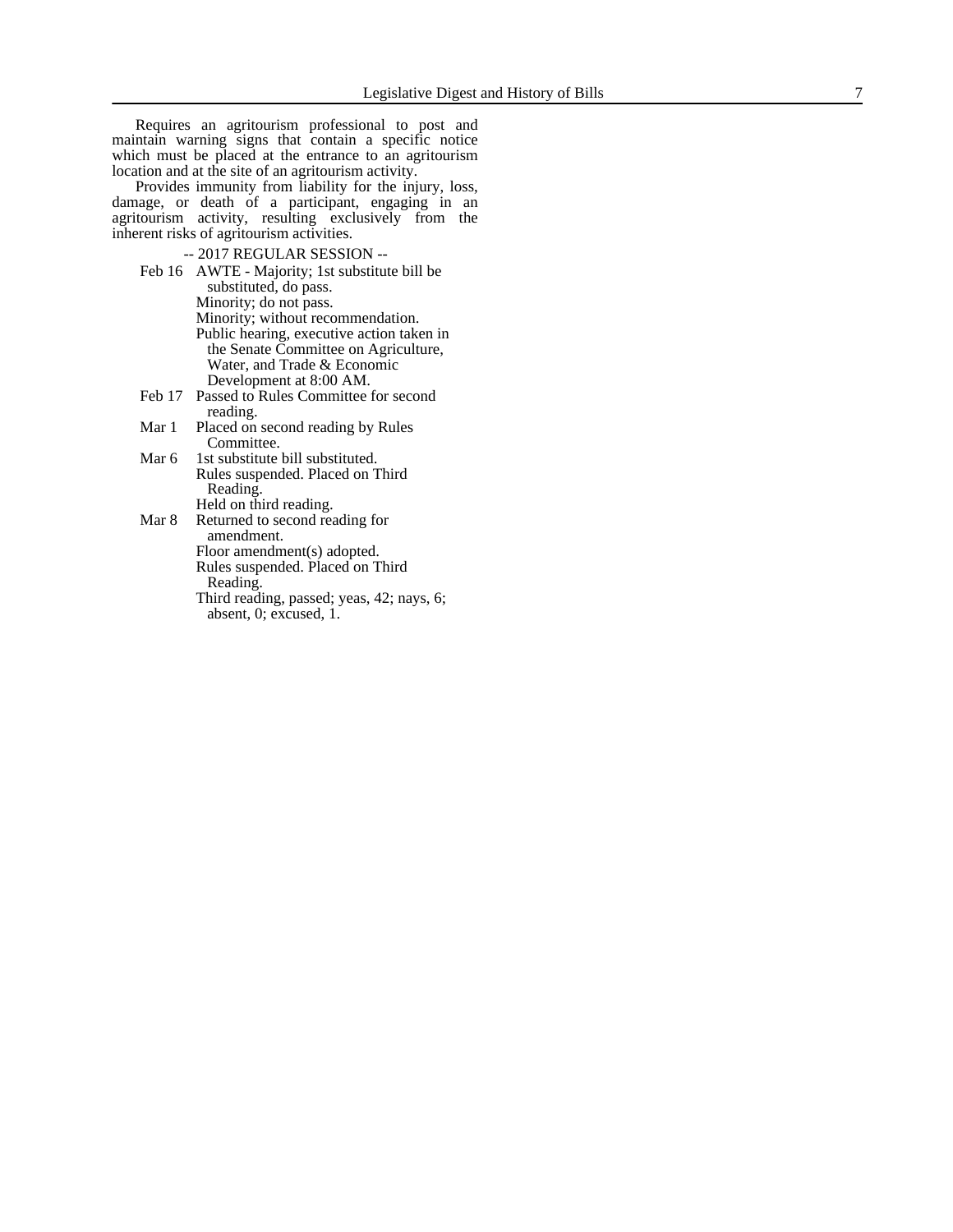Requires an agritourism professional to post and maintain warning signs that contain a specific notice which must be placed at the entrance to an agritourism location and at the site of an agritourism activity.

Provides immunity from liability for the injury, loss, damage, or death of a participant, engaging in an agritourism activity, resulting exclusively from the inherent risks of agritourism activities.

-- 2017 REGULAR SESSION --

| | |
|---|---|
| Feb 16 | AWTE - Majority; 1st substitute bill be substituted, do pass. |
| | Minority; do not pass. |
| | Minority; without recommendation. |
| | Public hearing, executive action taken in the Senate Committee on Agriculture, Water, and Trade & Economic Development at 8:00 AM. |
| Feb 17 | Passed to Rules Committee for second reading. |
| Mar 1 | Placed on second reading by Rules Committee. |
| Mar 6 | 1st substitute bill substituted. |
| | Rules suspended. Placed on Third Reading. |
| | Held on third reading. |
| Mar 8 | Returned to second reading for amendment. |
| | Floor amendment(s) adopted. |
| | Rules suspended. Placed on Third Reading. |
| | Third reading, passed; yeas, 42; nays, 6; absent, 0; excused, 1. |